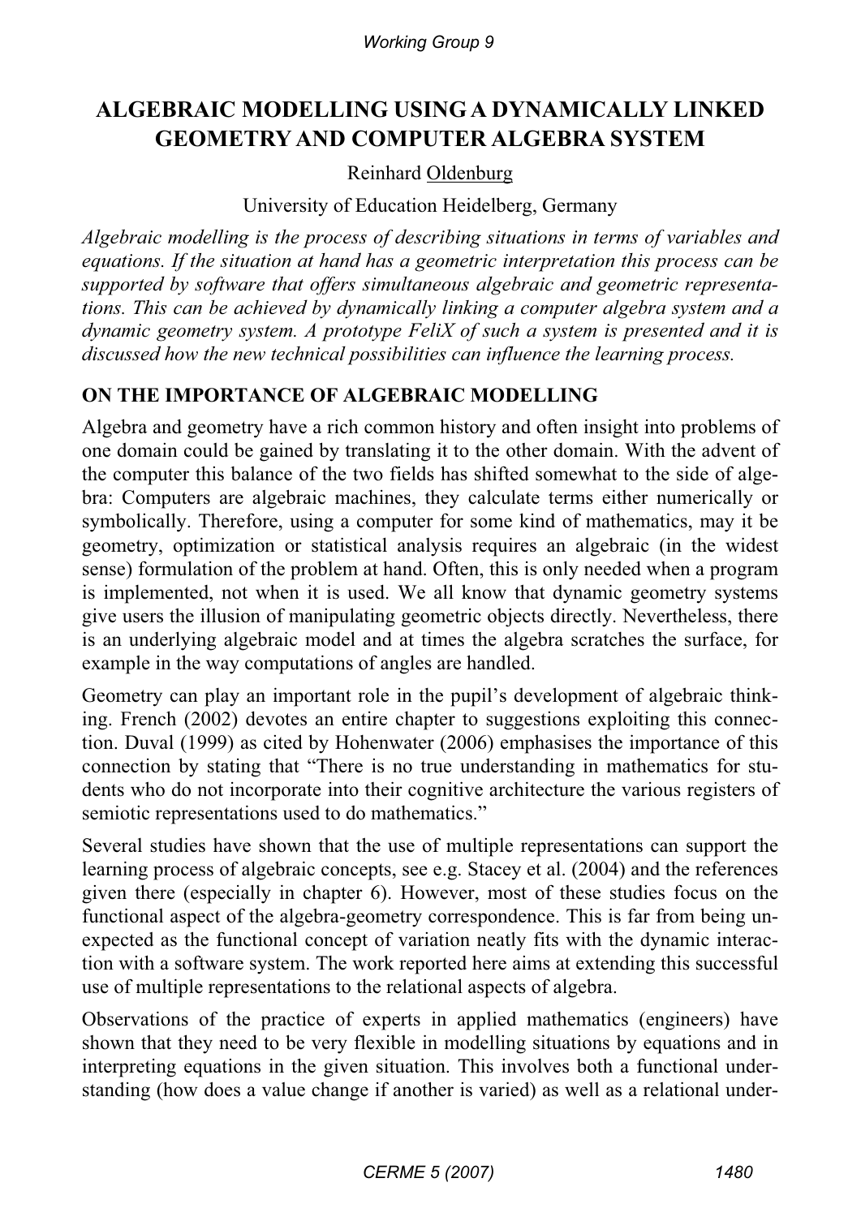# ALGEBRAIC MODELLING USING A DYNAMICALLY LINKED GEOMETRY AND COMPUTER ALGEBRA SYSTEM

Reinhard Oldenburg

University of Education Heidelberg, Germany

*Algebraic modelling is the process of describing situations in terms of variables and equations. If the situation at hand has a geometric interpretation this process can be supported by software that offers simultaneous algebraic and geometric representations. This can be achieved by dynamically linking a computer algebra system and a dynamic geometry system. A prototype FeliX of such a system is presented and it is discussed how the new technical possibilities can influence the learning process.*

## ON THE IMPORTANCE OF ALGEBRAIC MODELLING

Algebra and geometry have a rich common history and often insight into problems of one domain could be gained by translating it to the other domain. With the advent of the computer this balance of the two fields has shifted somewhat to the side of algebra: Computers are algebraic machines, they calculate terms either numerically or symbolically. Therefore, using a computer for some kind of mathematics, may it be geometry, optimization or statistical analysis requires an algebraic (in the widest sense) formulation of the problem at hand. Often, this is only needed when a program is implemented, not when it is used. We all know that dynamic geometry systems give users the illusion of manipulating geometric objects directly. Nevertheless, there is an underlying algebraic model and at times the algebra scratches the surface, for example in the way computations of angles are handled.

Geometry can play an important role in the pupil's development of algebraic thinking. French (2002) devotes an entire chapter to suggestions exploiting this connection. Duval (1999) as cited by Hohenwater (2006) emphasises the importance of this connection by stating that "There is no true understanding in mathematics for students who do not incorporate into their cognitive architecture the various registers of semiotic representations used to do mathematics."

Several studies have shown that the use of multiple representations can support the learning process of algebraic concepts, see e.g. Stacey et al. (2004) and the references given there (especially in chapter 6). However, most of these studies focus on the functional aspect of the algebra-geometry correspondence. This is far from being unexpected as the functional concept of variation neatly fits with the dynamic interaction with a software system. The work reported here aims at extending this successful use of multiple representations to the relational aspects of algebra.

Observations of the practice of experts in applied mathematics (engineers) have shown that they need to be very flexible in modelling situations by equations and in interpreting equations in the given situation. This involves both a functional understanding (how does a value change if another is varied) as well as a relational under-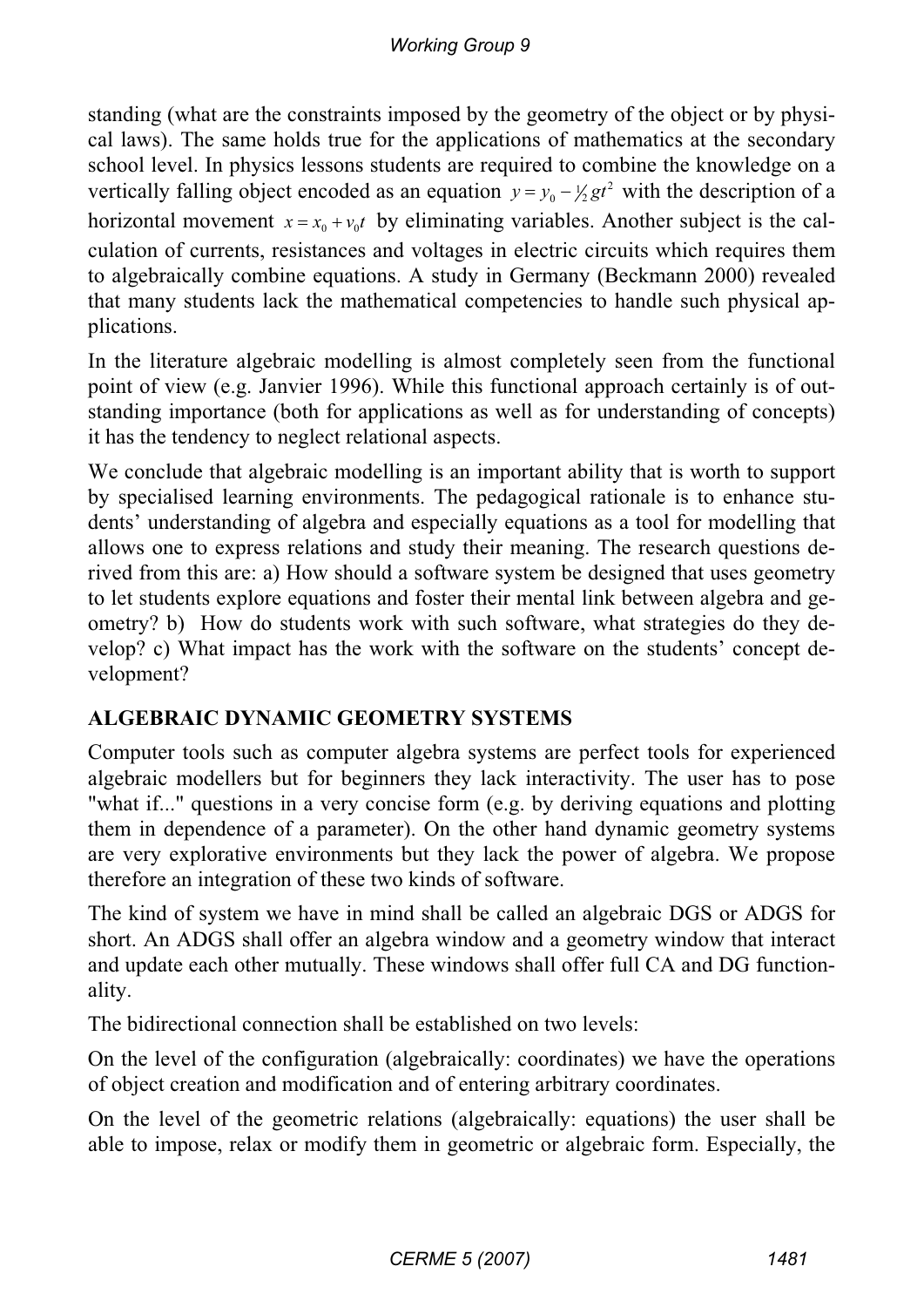standing (what are the constraints imposed by the geometry of the object or by physical laws). The same holds true for the applications of mathematics at the secondary school level. In physics lessons students are required to combine the knowledge on a vertically falling object encoded as an equation $y = y_0 - \frac{1}{2}gt^2$ with the description of a horizontal movement $x = x_0 + v_0 t$ by eliminating variables. Another subject is the calculation of currents, resistances and voltages in electric circuits which requires them to algebraically combine equations. A study in Germany (Beckmann 2000) revealed that many students lack the mathematical competencies to handle such physical applications.

In the literature algebraic modelling is almost completely seen from the functional point of view (e.g. Janvier 1996). While this functional approach certainly is of outstanding importance (both for applications as well as for understanding of concepts) it has the tendency to neglect relational aspects.

We conclude that algebraic modelling is an important ability that is worth to support by specialised learning environments. The pedagogical rationale is to enhance students' understanding of algebra and especially equations as a tool for modelling that allows one to express relations and study their meaning. The research questions derived from this are: a) How should a software system be designed that uses geometry to let students explore equations and foster their mental link between algebra and geometry? b) How do students work with such software, what strategies do they develop? c) What impact has the work with the software on the students' concept development?

## ALGEBRAIC DYNAMIC GEOMETRY SYSTEMS

Computer tools such as computer algebra systems are perfect tools for experienced algebraic modellers but for beginners they lack interactivity. The user has to pose "what if..." questions in a very concise form (e.g. by deriving equations and plotting them in dependence of a parameter). On the other hand dynamic geometry systems are very explorative environments but they lack the power of algebra. We propose therefore an integration of these two kinds of software.

The kind of system we have in mind shall be called an algebraic DGS or ADGS for short. An ADGS shall offer an algebra window and a geometry window that interact and update each other mutually. These windows shall offer full CA and DG functionality.

The bidirectional connection shall be established on two levels:

On the level of the configuration (algebraically: coordinates) we have the operations of object creation and modification and of entering arbitrary coordinates.

On the level of the geometric relations (algebraically: equations) the user shall be able to impose, relax or modify them in geometric or algebraic form. Especially, the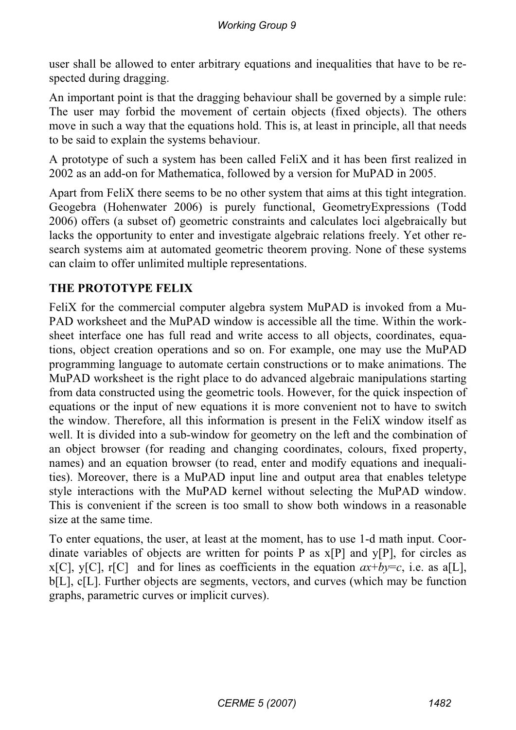user shall be allowed to enter arbitrary equations and inequalities that have to be respected during dragging.

An important point is that the dragging behaviour shall be governed by a simple rule: The user may forbid the movement of certain objects (fixed objects). The others move in such a way that the equations hold. This is, at least in principle, all that needs to be said to explain the systems behaviour.

A prototype of such a system has been called FeliX and it has been first realized in 2002 as an add-on for Mathematica, followed by a version for MuPAD in 2005.

Apart from FeliX there seems to be no other system that aims at this tight integration. Geogebra (Hohenwater 2006) is purely functional, GeometryExpressions (Todd 2006) offers (a subset of) geometric constraints and calculates loci algebraically but lacks the opportunity to enter and investigate algebraic relations freely. Yet other research systems aim at automated geometric theorem proving. None of these systems can claim to offer unlimited multiple representations.

## THE PROTOTYPE FELIX

FeliX for the commercial computer algebra system MuPAD is invoked from a MuPAD worksheet and the MuPAD window is accessible all the time. Within the worksheet interface one has full read and write access to all objects, coordinates, equations, object creation operations and so on. For example, one may use the MuPAD programming language to automate certain constructions or to make animations. The MuPAD worksheet is the right place to do advanced algebraic manipulations starting from data constructed using the geometric tools. However, for the quick inspection of equations or the input of new equations it is more convenient not to have to switch the window. Therefore, all this information is present in the FeliX window itself as well. It is divided into a sub-window for geometry on the left and the combination of an object browser (for reading and changing coordinates, colours, fixed property, names) and an equation browser (to read, enter and modify equations and inequalities). Moreover, there is a MuPAD input line and output area that enables teletype style interactions with the MuPAD kernel without selecting the MuPAD window. This is convenient if the screen is too small to show both windows in a reasonable size at the same time.

To enter equations, the user, at least at the moment, has to use 1-d math input. Coordinate variables of objects are written for points P as x[P] and y[P], for circles as x[C], y[C], r[C] and for lines as coefficients in the equation $ax+by=c$, i.e. as a[L], b[L], c[L]. Further objects are segments, vectors, and curves (which may be function graphs, parametric curves or implicit curves).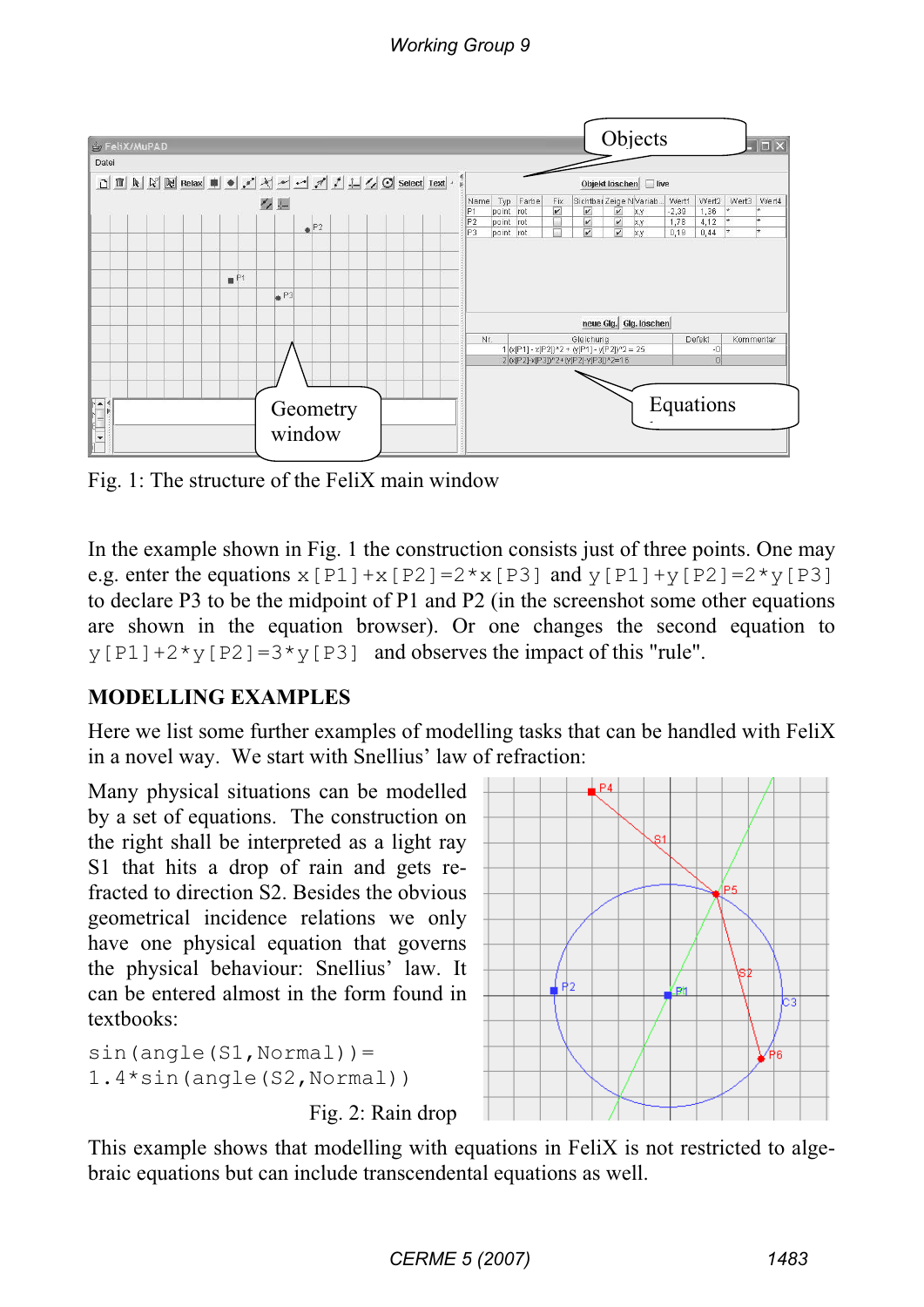Fig. 1: The structure of the FeliX main window

In the example shown in Fig. 1 the construction consists just of three points. One may e.g. enter the equations `x[P1]+x[P2]=2*x[P3]` and `y[P1]+y[P2]=2*y[P3]` to declare P3 to be the midpoint of P1 and P2 (in the screenshot some other equations are shown in the equation browser). Or one changes the second equation to `y[P1]+2*y[P2]=3*y[P3]` and observes the impact of this "rule".

## MODELLING EXAMPLES

Here we list some further examples of modelling tasks that can be handled with FeliX in a novel way. We start with Snellius' law of refraction:

Many physical situations can be modelled by a set of equations. The construction on the right shall be interpreted as a light ray S1 that hits a drop of rain and gets refracted to direction S2. Besides the obvious geometrical incidence relations we only have one physical equation that governs the physical behaviour: Snellius' law. It can be entered almost in the form found in textbooks:

```
sin(angle(S1,Normal))=
1.4*sin(angle(S2,Normal))
```

Fig. 2: Rain drop

This example shows that modelling with equations in FeliX is not restricted to algebraic equations but can include transcendental equations as well.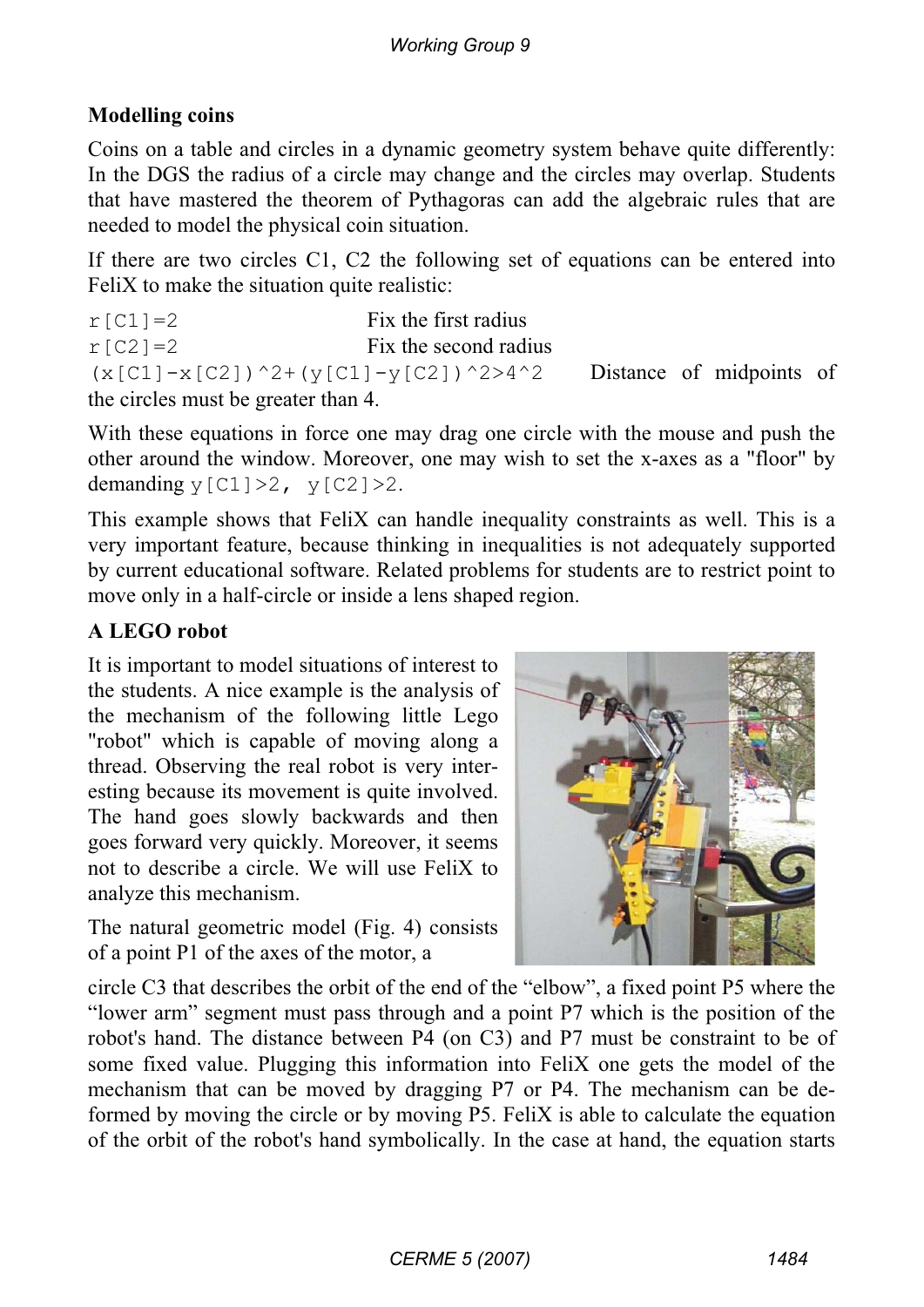## Modelling coins

Coins on a table and circles in a dynamic geometry system behave quite differently: In the DGS the radius of a circle may change and the circles may overlap. Students that have mastered the theorem of Pythagoras can add the algebraic rules that are needed to model the physical coin situation.

If there are two circles C1, C2 the following set of equations can be entered into FeliX to make the situation quite realistic:

`r[C1]=2` Fix the first radius

`r[C2]=2` Fix the second radius

`(x[C1]-x[C2])^2+(y[C1]-y[C2])^2>4^2` Distance of midpoints of the circles must be greater than 4.

With these equations in force one may drag one circle with the mouse and push the other around the window. Moreover, one may wish to set the x-axes as a "floor" by demanding `y[C1]>2, y[C2]>2`.

This example shows that FeliX can handle inequality constraints as well. This is a very important feature, because thinking in inequalities is not adequately supported by current educational software. Related problems for students are to restrict point to move only in a half-circle or inside a lens shaped region.

## A LEGO robot

It is important to model situations of interest to the students. A nice example is the analysis of the mechanism of the following little Lego "robot" which is capable of moving along a thread. Observing the real robot is very interesting because its movement is quite involved. The hand goes slowly backwards and then goes forward very quickly. Moreover, it seems not to describe a circle. We will use FeliX to analyze this mechanism.

The natural geometric model (Fig. 4) consists of a point P1 of the axes of the motor, a circle C3 that describes the orbit of the end of the "elbow", a fixed point P5 where the "lower arm" segment must pass through and a point P7 which is the position of the robot's hand. The distance between P4 (on C3) and P7 must be constraint to be of some fixed value. Plugging this information into FeliX one gets the model of the mechanism that can be moved by dragging P7 or P4. The mechanism can be deformed by moving the circle or by moving P5. FeliX is able to calculate the equation of the orbit of the robot's hand symbolically. In the case at hand, the equation starts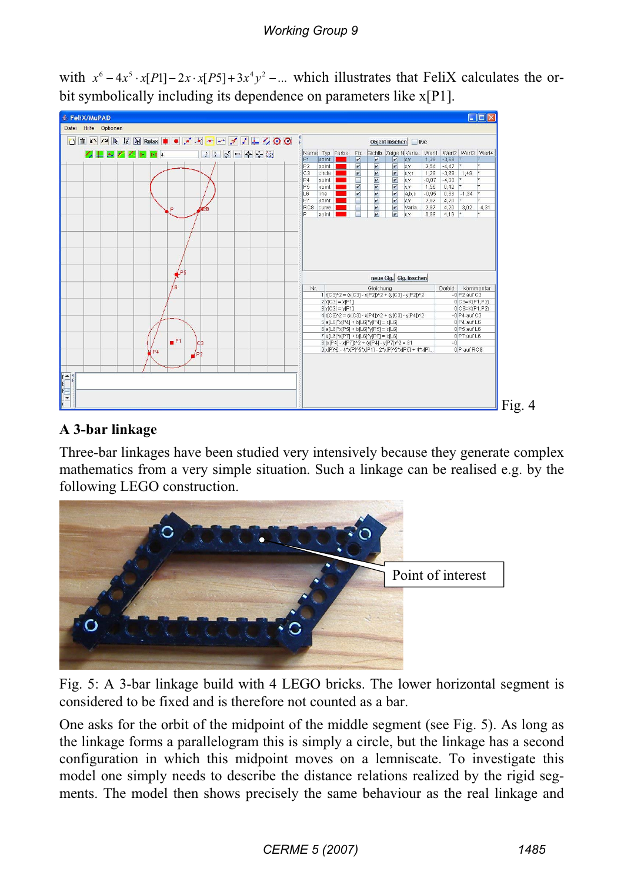with $x^6 - 4x^5 \cdot x[P1] - 2x \cdot x[P5] + 3x^4 y^2 - ...$ which illustrates that FeliX calculates the orbit symbolically including its dependence on parameters like x[P1].

Fig. 4

## A 3-bar linkage

Three-bar linkages have been studied very intensively because they generate complex mathematics from a very simple situation. Such a linkage can be realised e.g. by the following LEGO construction.

Point of interest

Fig. 5: A 3-bar linkage build with 4 LEGO bricks. The lower horizontal segment is considered to be fixed and is therefore not counted as a bar.

One asks for the orbit of the midpoint of the middle segment (see Fig. 5). As long as the linkage forms a parallelogram this is simply a circle, but the linkage has a second configuration in which this midpoint moves on a lemniscate. To investigate this model one simply needs to describe the distance relations realized by the rigid segments. The model then shows precisely the same behaviour as the real linkage and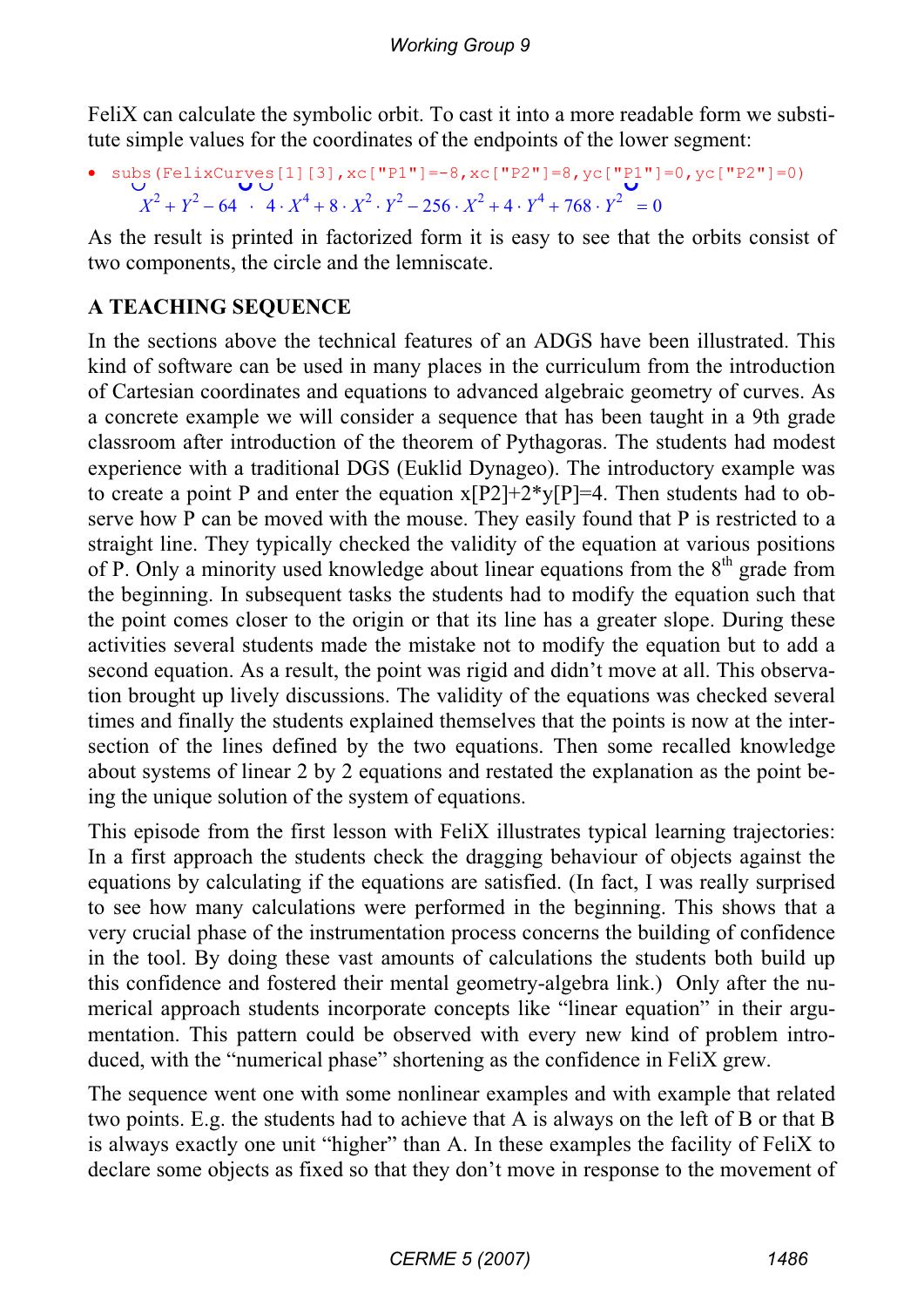FeliX can calculate the symbolic orbit. To cast it into a more readable form we substitute simple values for the coordinates of the endpoints of the lower segment:

```
• subs(FelixCurves[1][3],xc["P1"]=-8,xc["P2"]=8,yc["P1"]=0,yc["P2"]=0)
```

$$\left(X^2+Y^2-64\right)\cdot\left(4\cdot X^4+8\cdot X^2\cdot Y^2-256\cdot X^2+4\cdot Y^4+768\cdot Y^2\right)=0$$

As the result is printed in factorized form it is easy to see that the orbits consist of two components, the circle and the lemniscate.

## A TEACHING SEQUENCE

In the sections above the technical features of an ADGS have been illustrated. This kind of software can be used in many places in the curriculum from the introduction of Cartesian coordinates and equations to advanced algebraic geometry of curves. As a concrete example we will consider a sequence that has been taught in a 9th grade classroom after introduction of the theorem of Pythagoras. The students had modest experience with a traditional DGS (Euklid Dynageo). The introductory example was to create a point P and enter the equation x[P2]+2*y[P]=4. Then students had to observe how P can be moved with the mouse. They easily found that P is restricted to a straight line. They typically checked the validity of the equation at various positions of P. Only a minority used knowledge about linear equations from the 8th grade from the beginning. In subsequent tasks the students had to modify the equation such that the point comes closer to the origin or that its line has a greater slope. During these activities several students made the mistake not to modify the equation but to add a second equation. As a result, the point was rigid and didn't move at all. This observation brought up lively discussions. The validity of the equations was checked several times and finally the students explained themselves that the points is now at the intersection of the lines defined by the two equations. Then some recalled knowledge about systems of linear 2 by 2 equations and restated the explanation as the point being the unique solution of the system of equations.

This episode from the first lesson with FeliX illustrates typical learning trajectories: In a first approach the students check the dragging behaviour of objects against the equations by calculating if the equations are satisfied. (In fact, I was really surprised to see how many calculations were performed in the beginning. This shows that a very crucial phase of the instrumentation process concerns the building of confidence in the tool. By doing these vast amounts of calculations the students both build up this confidence and fostered their mental geometry-algebra link.) Only after the numerical approach students incorporate concepts like "linear equation" in their argumentation. This pattern could be observed with every new kind of problem introduced, with the "numerical phase" shortening as the confidence in FeliX grew.

The sequence went one with some nonlinear examples and with example that related two points. E.g. the students had to achieve that A is always on the left of B or that B is always exactly one unit "higher" than A. In these examples the facility of FeliX to declare some objects as fixed so that they don't move in response to the movement of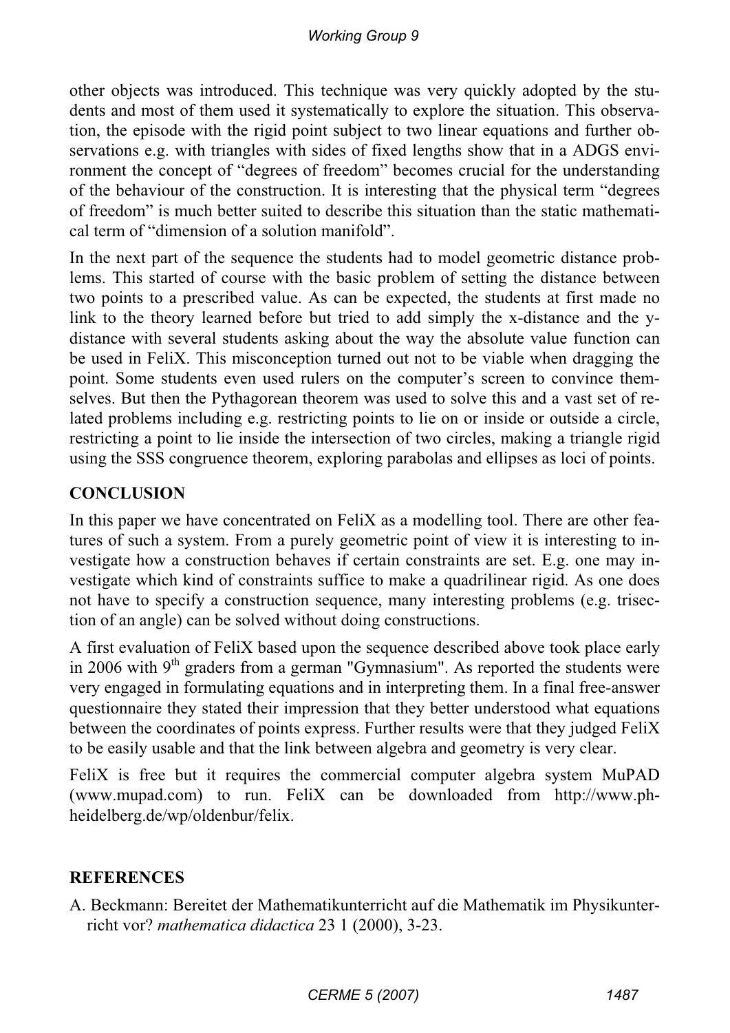other objects was introduced. This technique was very quickly adopted by the students and most of them used it systematically to explore the situation. This observation, the episode with the rigid point subject to two linear equations and further observations e.g. with triangles with sides of fixed lengths show that in a ADGS environment the concept of "degrees of freedom" becomes crucial for the understanding of the behaviour of the construction. It is interesting that the physical term "degrees of freedom" is much better suited to describe this situation than the static mathematical term of "dimension of a solution manifold".

In the next part of the sequence the students had to model geometric distance problems. This started of course with the basic problem of setting the distance between two points to a prescribed value. As can be expected, the students at first made no link to the theory learned before but tried to add simply the x-distance and the y-distance with several students asking about the way the absolute value function can be used in FeliX. This misconception turned out not to be viable when dragging the point. Some students even used rulers on the computer's screen to convince themselves. But then the Pythagorean theorem was used to solve this and a vast set of related problems including e.g. restricting points to lie on or inside or outside a circle, restricting a point to lie inside the intersection of two circles, making a triangle rigid using the SSS congruence theorem, exploring parabolas and ellipses as loci of points.

## CONCLUSION

In this paper we have concentrated on FeliX as a modelling tool. There are other features of such a system. From a purely geometric point of view it is interesting to investigate how a construction behaves if certain constraints are set. E.g. one may investigate which kind of constraints suffice to make a quadrilinear rigid. As one does not have to specify a construction sequence, many interesting problems (e.g. trisection of an angle) can be solved without doing constructions.

A first evaluation of FeliX based upon the sequence described above took place early in 2006 with 9th graders from a german "Gymnasium". As reported the students were very engaged in formulating equations and in interpreting them. In a final free-answer questionnaire they stated their impression that they better understood what equations between the coordinates of points express. Further results were that they judged FeliX to be easily usable and that the link between algebra and geometry is very clear.

FeliX is free but it requires the commercial computer algebra system MuPAD (www.mupad.com) to run. FeliX can be downloaded from http://www.ph-heidelberg.de/wp/oldenbur/felix.

## REFERENCES

A. Beckmann: Bereitet der Mathematikunterricht auf die Mathematik im Physikunterricht vor? *mathematica didactica* 23 1 (2000), 3-23.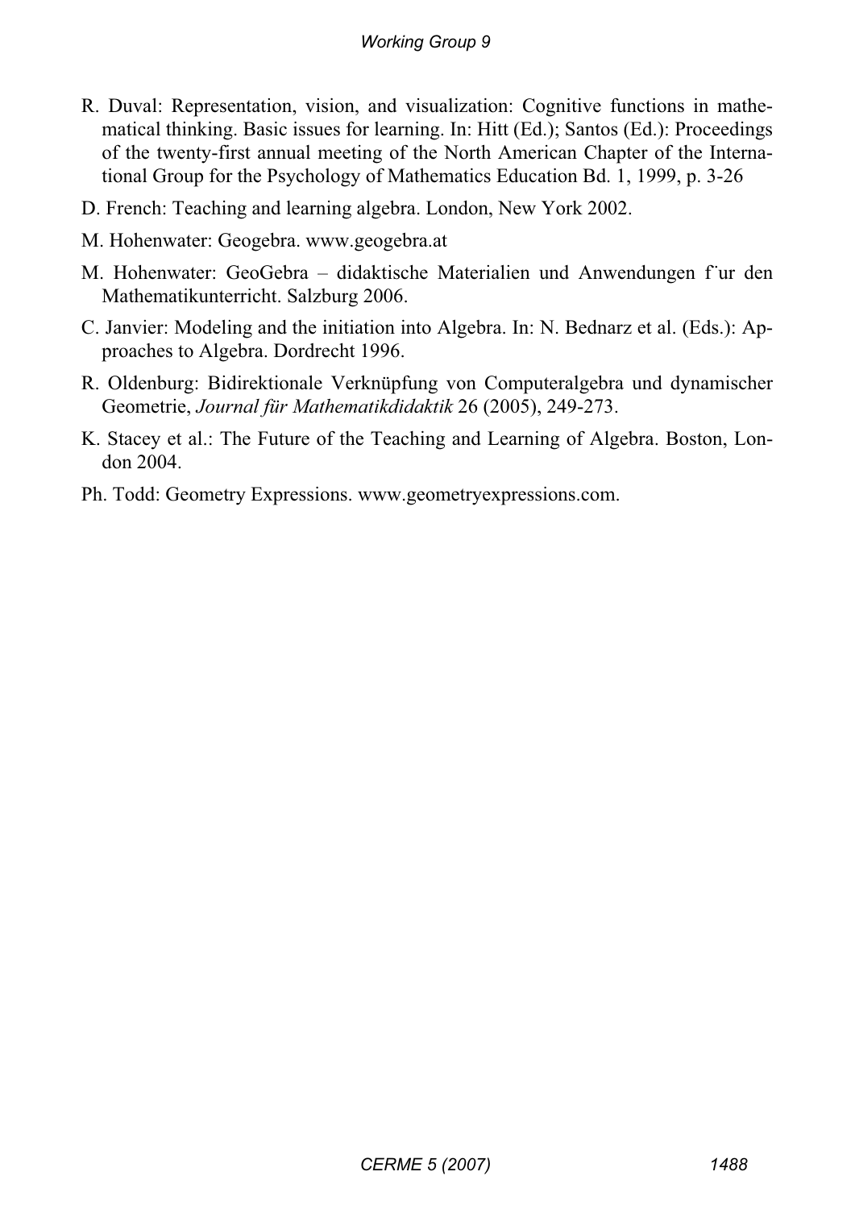R. Duval: Representation, vision, and visualization: Cognitive functions in mathematical thinking. Basic issues for learning. In: Hitt (Ed.); Santos (Ed.): Proceedings of the twenty-first annual meeting of the North American Chapter of the International Group for the Psychology of Mathematics Education Bd. 1, 1999, p. 3-26

D. French: Teaching and learning algebra. London, New York 2002.

M. Hohenwater: Geogebra. www.geogebra.at

M. Hohenwater: GeoGebra – didaktische Materialien und Anwendungen f¨ur den Mathematikunterricht. Salzburg 2006.

C. Janvier: Modeling and the initiation into Algebra. In: N. Bednarz et al. (Eds.): Approaches to Algebra. Dordrecht 1996.

R. Oldenburg: Bidirektionale Verknüpfung von Computeralgebra und dynamischer Geometrie, *Journal für Mathematikdidaktik* 26 (2005), 249-273.

K. Stacey et al.: The Future of the Teaching and Learning of Algebra. Boston, London 2004.

Ph. Todd: Geometry Expressions. www.geometryexpressions.com.